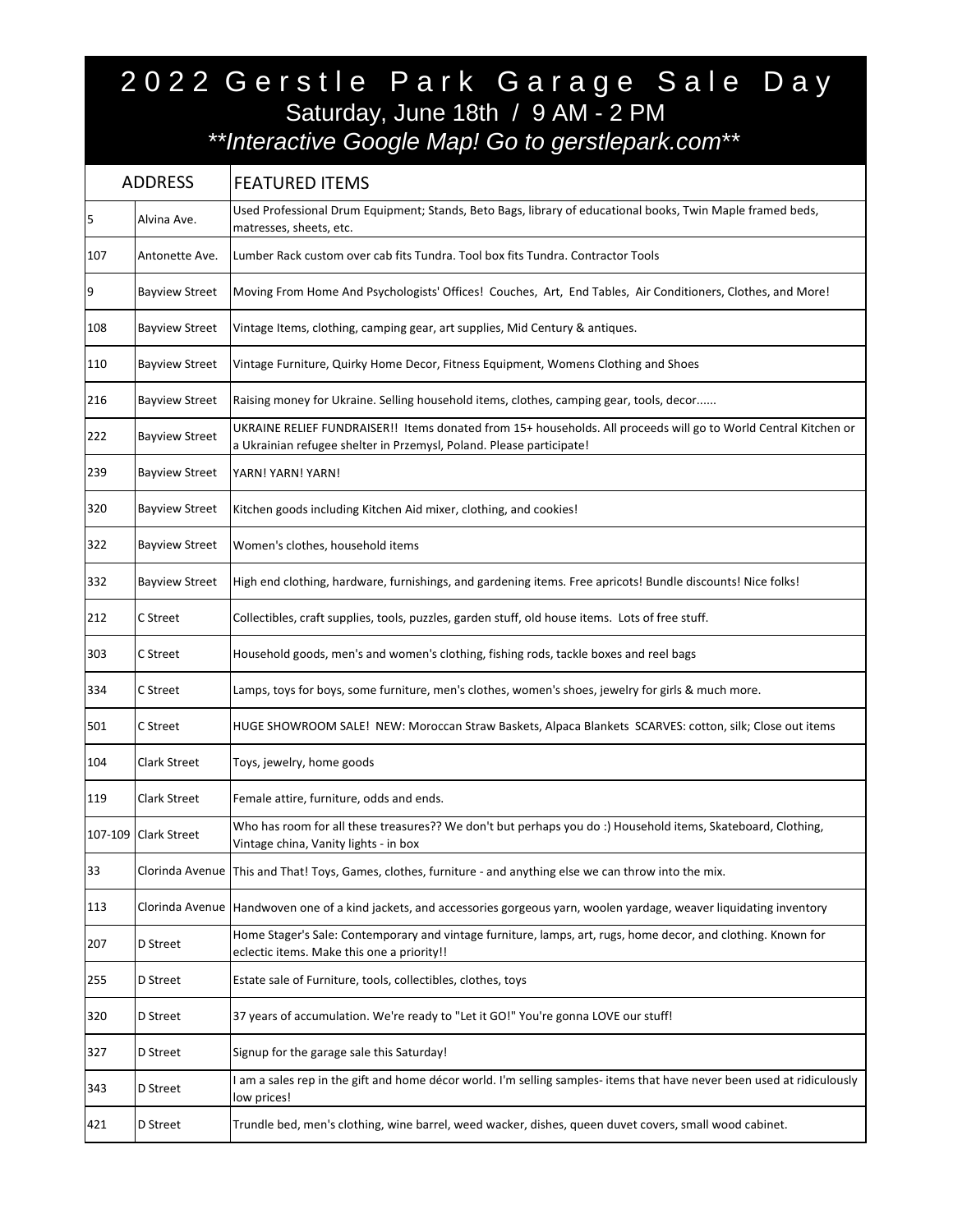# 2022 Gerstle Park Garage Sale Day

**Saturday, June 18th / 9 AM - 2 PM**

***Interactive Google Map! Go to gerstlepark.com***

| ADDRESS | | FEATURED ITEMS |
|---|---|---|
| 5 | Alvina Ave. | Used Professional Drum Equipment; Stands, Beto Bags, library of educational books, Twin Maple framed beds, matresses, sheets, etc. |
| 107 | Antonette Ave. | Lumber Rack custom over cab fits Tundra. Tool box fits Tundra. Contractor Tools |
| 9 | Bayview Street | Moving From Home And Psychologists' Offices! Couches, Art, End Tables, Air Conditioners, Clothes, and More! |
| 108 | Bayview Street | Vintage Items, clothing, camping gear, art supplies, Mid Century & antiques. |
| 110 | Bayview Street | Vintage Furniture, Quirky Home Decor, Fitness Equipment, Womens Clothing and Shoes |
| 216 | Bayview Street | Raising money for Ukraine. Selling household items, clothes, camping gear, tools, decor...... |
| 222 | Bayview Street | UKRAINE RELIEF FUNDRAISER!! Items donated from 15+ households. All proceeds will go to World Central Kitchen or a Ukrainian refugee shelter in Przemysl, Poland. Please participate! |
| 239 | Bayview Street | YARN! YARN! YARN! |
| 320 | Bayview Street | Kitchen goods including Kitchen Aid mixer, clothing, and cookies! |
| 322 | Bayview Street | Women's clothes, household items |
| 332 | Bayview Street | High end clothing, hardware, furnishings, and gardening items. Free apricots! Bundle discounts! Nice folks! |
| 212 | C Street | Collectibles, craft supplies, tools, puzzles, garden stuff, old house items. Lots of free stuff. |
| 303 | C Street | Household goods, men's and women's clothing, fishing rods, tackle boxes and reel bags |
| 334 | C Street | Lamps, toys for boys, some furniture, men's clothes, women's shoes, jewelry for girls & much more. |
| 501 | C Street | HUGE SHOWROOM SALE! NEW: Moroccan Straw Baskets, Alpaca Blankets SCARVES: cotton, silk; Close out items |
| 104 | Clark Street | Toys, jewelry, home goods |
| 119 | Clark Street | Female attire, furniture, odds and ends. |
| 107-109 | Clark Street | Who has room for all these treasures?? We don't but perhaps you do :) Household items, Skateboard, Clothing, Vintage china, Vanity lights - in box |
| 33 | Clorinda Avenue | This and That! Toys, Games, clothes, furniture - and anything else we can throw into the mix. |
| 113 | Clorinda Avenue | Handwoven one of a kind jackets, and accessories gorgeous yarn, woolen yardage, weaver liquidating inventory |
| 207 | D Street | Home Stager's Sale: Contemporary and vintage furniture, lamps, art, rugs, home decor, and clothing. Known for eclectic items. Make this one a priority!! |
| 255 | D Street | Estate sale of Furniture, tools, collectibles, clothes, toys |
| 320 | D Street | 37 years of accumulation. We're ready to "Let it GO!" You're gonna LOVE our stuff! |
| 327 | D Street | Signup for the garage sale this Saturday! |
| 343 | D Street | I am a sales rep in the gift and home décor world. I'm selling samples- items that have never been used at ridiculously low prices! |
| 421 | D Street | Trundle bed, men's clothing, wine barrel, weed wacker, dishes, queen duvet covers, small wood cabinet. |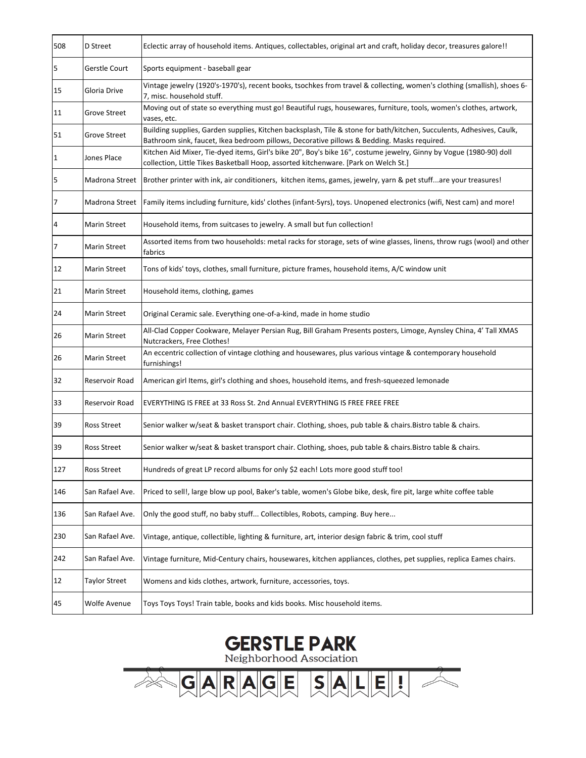| | | |
|---|---|---|
| 508 | D Street | Eclectic array of household items. Antiques, collectables, original art and craft, holiday decor, treasures galore!! |
| 5 | Gerstle Court | Sports equipment - baseball gear |
| 15 | Gloria Drive | Vintage jewelry (1920's-1970's), recent books, tsochkes from travel & collecting, women's clothing (smallish), shoes 6-7, misc. household stuff. |
| 11 | Grove Street | Moving out of state so everything must go! Beautiful rugs, housewares, furniture, tools, women's clothes, artwork, vases, etc. |
| 51 | Grove Street | Building supplies, Garden supplies, Kitchen backsplash, Tile & stone for bath/kitchen, Succulents, Adhesives, Caulk, Bathroom sink, faucet, Ikea bedroom pillows, Decorative pillows & Bedding. Masks required. |
| 1 | Jones Place | Kitchen Aid Mixer, Tie-dyed items, Girl's bike 20", Boy's bike 16", costume jewelry, Ginny by Vogue (1980-90) doll collection, Little Tikes Basketball Hoop, assorted kitchenware. [Park on Welch St.] |
| 5 | Madrona Street | Brother printer with ink, air conditioners, kitchen items, games, jewelry, yarn & pet stuff...are your treasures! |
| 7 | Madrona Street | Family items including furniture, kids' clothes (infant-5yrs), toys. Unopened electronics (wifi, Nest cam) and more! |
| 4 | Marin Street | Household items, from suitcases to jewelry. A small but fun collection! |
| 7 | Marin Street | Assorted items from two households: metal racks for storage, sets of wine glasses, linens, throw rugs (wool) and other fabrics |
| 12 | Marin Street | Tons of kids' toys, clothes, small furniture, picture frames, household items, A/C window unit |
| 21 | Marin Street | Household items, clothing, games |
| 24 | Marin Street | Original Ceramic sale. Everything one-of-a-kind, made in home studio |
| 26 | Marin Street | All-Clad Copper Cookware, Melayer Persian Rug, Bill Graham Presents posters, Limoge, Aynsley China, 4' Tall XMAS Nutcrackers, Free Clothes! |
| 26 | Marin Street | An eccentric collection of vintage clothing and housewares, plus various vintage & contemporary household furnishings! |
| 32 | Reservoir Road | American girl Items, girl's clothing and shoes, household items, and fresh-squeezed lemonade |
| 33 | Reservoir Road | EVERYTHING IS FREE at 33 Ross St. 2nd Annual EVERYTHING IS FREE FREE FREE |
| 39 | Ross Street | Senior walker w/seat & basket transport chair. Clothing, shoes, pub table & chairs.Bistro table & chairs. |
| 39 | Ross Street | Senior walker w/seat & basket transport chair. Clothing, shoes, pub table & chairs.Bistro table & chairs. |
| 127 | Ross Street | Hundreds of great LP record albums for only $2 each! Lots more good stuff too! |
| 146 | San Rafael Ave. | Priced to sell!, large blow up pool, Baker's table, women's Globe bike, desk, fire pit, large white coffee table |
| 136 | San Rafael Ave. | Only the good stuff, no baby stuff... Collectibles, Robots, camping. Buy here... |
| 230 | San Rafael Ave. | Vintage, antique, collectible, lighting & furniture, art, interior design fabric & trim, cool stuff |
| 242 | San Rafael Ave. | Vintage furniture, Mid-Century chairs, housewares, kitchen appliances, clothes, pet supplies, replica Eames chairs. |
| 12 | Taylor Street | Womens and kids clothes, artwork, furniture, accessories, toys. |
| 45 | Wolfe Avenue | Toys Toys Toys! Train table, books and kids books. Misc household items. |

**GERSTLE PARK**
Neighborhood Association

**GARAGE SALE!**